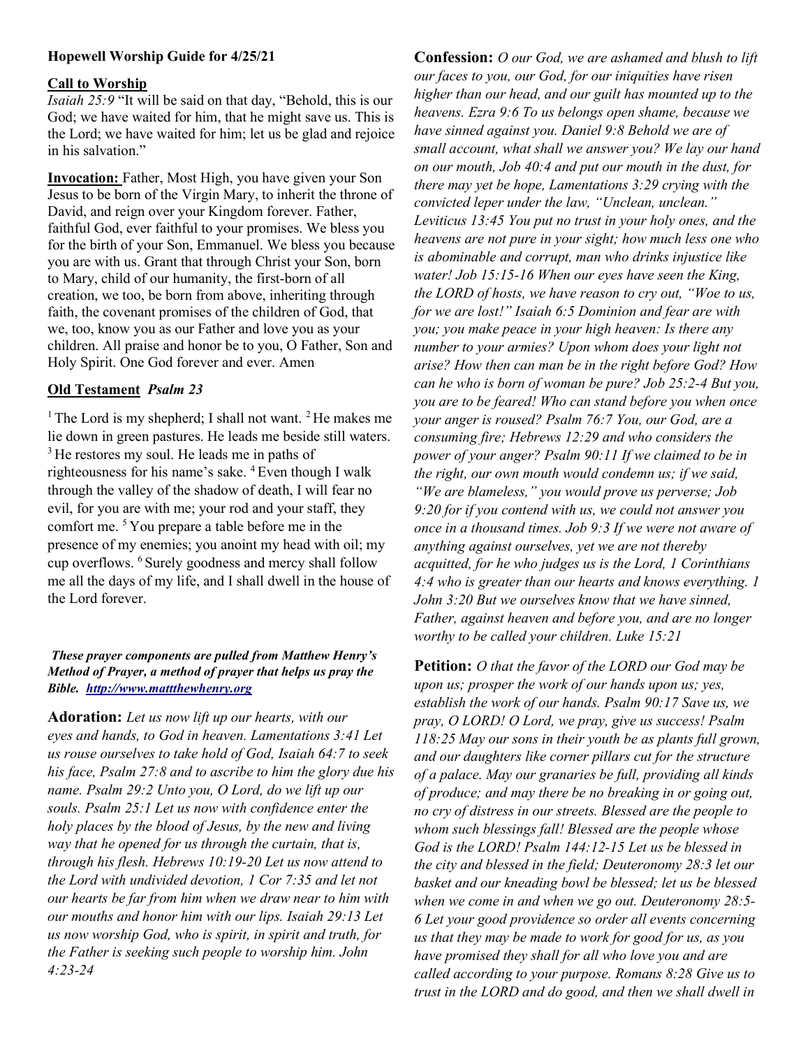**Hopewell Worship Guide for 4/25/21**

**Call to Worship**

*Isaiah 25:9* "It will be said on that day, "Behold, this is our God; we have waited for him, that he might save us. This is the Lord; we have waited for him; let us be glad and rejoice in his salvation."

**Invocation:** Father, Most High, you have given your Son Jesus to be born of the Virgin Mary, to inherit the throne of David, and reign over your Kingdom forever. Father, faithful God, ever faithful to your promises. We bless you for the birth of your Son, Emmanuel. We bless you because you are with us. Grant that through Christ your Son, born to Mary, child of our humanity, the first-born of all creation, we too, be born from above, inheriting through faith, the covenant promises of the children of God, that we, too, know you as our Father and love you as your children. All praise and honor be to you, O Father, Son and Holy Spirit. One God forever and ever. Amen

**Old Testament** ***Psalm 23***

[1] The Lord is my shepherd; I shall not want. [2] He makes me lie down in green pastures. He leads me beside still waters. [3] He restores my soul. He leads me in paths of righteousness for his name's sake. [4] Even though I walk through the valley of the shadow of death, I will fear no evil, for you are with me; your rod and your staff, they comfort me. [5] You prepare a table before me in the presence of my enemies; you anoint my head with oil; my cup overflows. [6] Surely goodness and mercy shall follow me all the days of my life, and I shall dwell in the house of the Lord forever.

***These prayer components are pulled from Matthew Henry's Method of Prayer, a method of prayer that helps us pray the Bible. [http://www.mattthewhenry.org](http://www.mattthewhenry.org)***

**Adoration:** *Let us now lift up our hearts, with our eyes and hands, to God in heaven. Lamentations 3:41 Let us rouse ourselves to take hold of God, Isaiah 64:7 to seek his face, Psalm 27:8 and to ascribe to him the glory due his name. Psalm 29:2 Unto you, O Lord, do we lift up our souls. Psalm 25:1 Let us now with confidence enter the holy places by the blood of Jesus, by the new and living way that he opened for us through the curtain, that is, through his flesh. Hebrews 10:19-20 Let us now attend to the Lord with undivided devotion, 1 Cor 7:35 and let not our hearts be far from him when we draw near to him with our mouths and honor him with our lips. Isaiah 29:13 Let us now worship God, who is spirit, in spirit and truth, for the Father is seeking such people to worship him. John 4:23-24*

**Confession:** *O our God, we are ashamed and blush to lift our faces to you, our God, for our iniquities have risen higher than our head, and our guilt has mounted up to the heavens. Ezra 9:6 To us belongs open shame, because we have sinned against you. Daniel 9:8 Behold we are of small account, what shall we answer you? We lay our hand on our mouth, Job 40:4 and put our mouth in the dust, for there may yet be hope, Lamentations 3:29 crying with the convicted leper under the law, "Unclean, unclean." Leviticus 13:45 You put no trust in your holy ones, and the heavens are not pure in your sight; how much less one who is abominable and corrupt, man who drinks injustice like water! Job 15:15-16 When our eyes have seen the King, the LORD of hosts, we have reason to cry out, "Woe to us, for we are lost!" Isaiah 6:5 Dominion and fear are with you; you make peace in your high heaven: Is there any number to your armies? Upon whom does your light not arise? How then can man be in the right before God? How can he who is born of woman be pure? Job 25:2-4 But you, you are to be feared! Who can stand before you when once your anger is roused? Psalm 76:7 You, our God, are a consuming fire; Hebrews 12:29 and who considers the power of your anger? Psalm 90:11 If we claimed to be in the right, our own mouth would condemn us; if we said, "We are blameless," you would prove us perverse; Job 9:20 for if you contend with us, we could not answer you once in a thousand times. Job 9:3 If we were not aware of anything against ourselves, yet we are not thereby acquitted, for he who judges us is the Lord, 1 Corinthians 4:4 who is greater than our hearts and knows everything. 1 John 3:20 But we ourselves know that we have sinned, Father, against heaven and before you, and are no longer worthy to be called your children. Luke 15:21*

**Petition:** *O that the favor of the LORD our God may be upon us; prosper the work of our hands upon us; yes, establish the work of our hands. Psalm 90:17 Save us, we pray, O LORD! O Lord, we pray, give us success! Psalm 118:25 May our sons in their youth be as plants full grown, and our daughters like corner pillars cut for the structure of a palace. May our granaries be full, providing all kinds of produce; and may there be no breaking in or going out, no cry of distress in our streets. Blessed are the people to whom such blessings fall! Blessed are the people whose God is the LORD! Psalm 144:12-15 Let us be blessed in the city and blessed in the field; Deuteronomy 28:3 let our basket and our kneading bowl be blessed; let us be blessed when we come in and when we go out. Deuteronomy 28:5-6 Let your good providence so order all events concerning us that they may be made to work for good for us, as you have promised they shall for all who love you and are called according to your purpose. Romans 8:28 Give us to trust in the LORD and do good, and then we shall dwell in*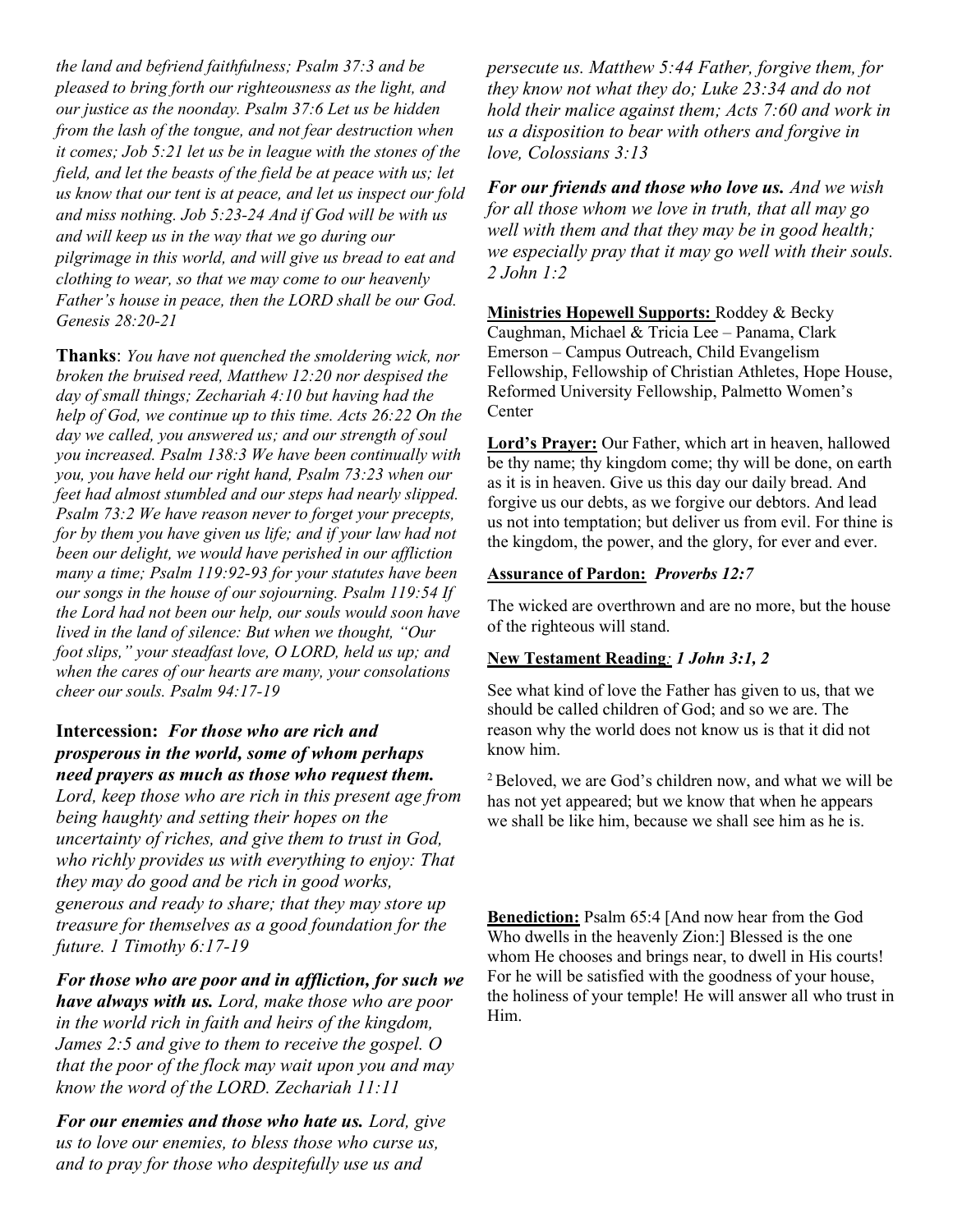*the land and befriend faithfulness; Psalm 37:3 and be pleased to bring forth our righteousness as the light, and our justice as the noonday. Psalm 37:6 Let us be hidden from the lash of the tongue, and not fear destruction when it comes; Job 5:21 let us be in league with the stones of the field, and let the beasts of the field be at peace with us; let us know that our tent is at peace, and let us inspect our fold and miss nothing. Job 5:23-24 And if God will be with us and will keep us in the way that we go during our pilgrimage in this world, and will give us bread to eat and clothing to wear, so that we may come to our heavenly Father's house in peace, then the LORD shall be our God. Genesis 28:20-21*

**Thanks**: *You have not quenched the smoldering wick, nor broken the bruised reed, Matthew 12:20 nor despised the day of small things; Zechariah 4:10 but having had the help of God, we continue up to this time. Acts 26:22 On the day we called, you answered us; and our strength of soul you increased. Psalm 138:3 We have been continually with you, you have held our right hand, Psalm 73:23 when our feet had almost stumbled and our steps had nearly slipped. Psalm 73:2 We have reason never to forget your precepts, for by them you have given us life; and if your law had not been our delight, we would have perished in our affliction many a time; Psalm 119:92-93 for your statutes have been our songs in the house of our sojourning. Psalm 119:54 If the Lord had not been our help, our souls would soon have lived in the land of silence: But when we thought, "Our foot slips," your steadfast love, O LORD, held us up; and when the cares of our hearts are many, your consolations cheer our souls. Psalm 94:17-19*

**Intercession:** ***For those who are rich and prosperous in the world, some of whom perhaps need prayers as much as those who request them.*** *Lord, keep those who are rich in this present age from being haughty and setting their hopes on the uncertainty of riches, and give them to trust in God, who richly provides us with everything to enjoy: That they may do good and be rich in good works, generous and ready to share; that they may store up treasure for themselves as a good foundation for the future. 1 Timothy 6:17-19*

***For those who are poor and in affliction, for such we have always with us.*** *Lord, make those who are poor in the world rich in faith and heirs of the kingdom, James 2:5 and give to them to receive the gospel. O that the poor of the flock may wait upon you and may know the word of the LORD. Zechariah 11:11*

***For our enemies and those who hate us.*** *Lord, give us to love our enemies, to bless those who curse us, and to pray for those who despitefully use us and persecute us. Matthew 5:44 Father, forgive them, for they know not what they do; Luke 23:34 and do not hold their malice against them; Acts 7:60 and work in us a disposition to bear with others and forgive in love, Colossians 3:13*

***For our friends and those who love us.*** *And we wish for all those whom we love in truth, that all may go well with them and that they may be in good health; we especially pray that it may go well with their souls. 2 John 1:2*

**Ministries Hopewell Supports:** Roddey & Becky Caughman, Michael & Tricia Lee – Panama, Clark Emerson – Campus Outreach, Child Evangelism Fellowship, Fellowship of Christian Athletes, Hope House, Reformed University Fellowship, Palmetto Women's Center

**Lord's Prayer:** Our Father, which art in heaven, hallowed be thy name; thy kingdom come; thy will be done, on earth as it is in heaven. Give us this day our daily bread. And forgive us our debts, as we forgive our debtors. And lead us not into temptation; but deliver us from evil. For thine is the kingdom, the power, and the glory, for ever and ever.

**Assurance of Pardon:** ***Proverbs 12:7***

The wicked are overthrown and are no more, but the house of the righteous will stand.

**New Testament Reading**: ***1 John 3:1, 2***

See what kind of love the Father has given to us, that we should be called children of God; and so we are. The reason why the world does not know us is that it did not know him.

[2] Beloved, we are God's children now, and what we will be has not yet appeared; but we know that when he appears we shall be like him, because we shall see him as he is.

**Benediction:** Psalm 65:4 [And now hear from the God Who dwells in the heavenly Zion:] Blessed is the one whom He chooses and brings near, to dwell in His courts! For he will be satisfied with the goodness of your house, the holiness of your temple! He will answer all who trust in Him.